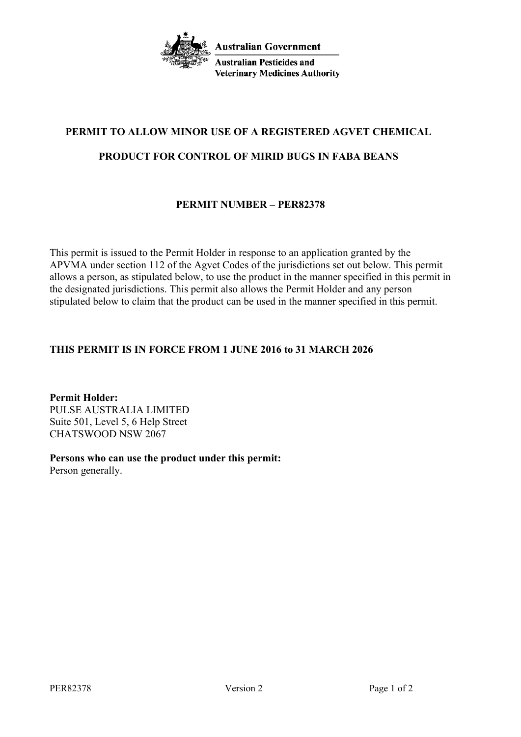Australian Government

Australian Pesticides and Veterinary Medicines Authority

# PERMIT TO ALLOW MINOR USE OF A REGISTERED AGVET CHEMICAL PRODUCT FOR CONTROL OF MIRID BUGS IN FABA BEANS

## PERMIT NUMBER – PER82378

This permit is issued to the Permit Holder in response to an application granted by the APVMA under section 112 of the Agvet Codes of the jurisdictions set out below. This permit allows a person, as stipulated below, to use the product in the manner specified in this permit in the designated jurisdictions. This permit also allows the Permit Holder and any person stipulated below to claim that the product can be used in the manner specified in this permit.

**THIS PERMIT IS IN FORCE FROM 1 JUNE 2016 to 31 MARCH 2026**

**Permit Holder:**
PULSE AUSTRALIA LIMITED
Suite 501, Level 5, 6 Help Street
CHATSWOOD NSW 2067

**Persons who can use the product under this permit:**
Person generally.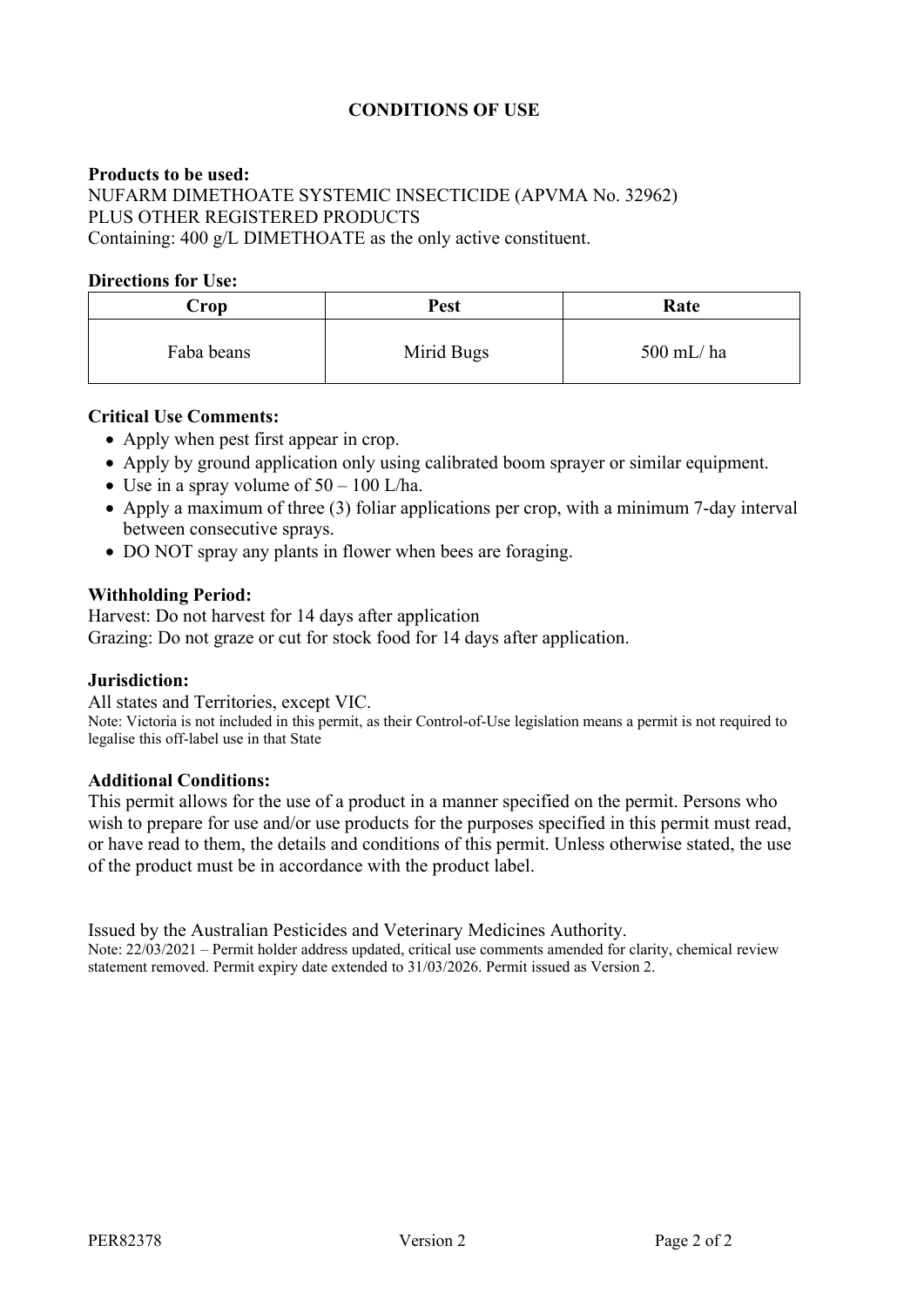## CONDITIONS OF USE

**Products to be used:**
NUFARM DIMETHOATE SYSTEMIC INSECTICIDE (APVMA No. 32962)
PLUS OTHER REGISTERED PRODUCTS
Containing: 400 g/L DIMETHOATE as the only active constituent.

**Directions for Use:**

| Crop | Pest | Rate |
|---|---|---|
| Faba beans | Mirid Bugs | 500 mL/ ha |

**Critical Use Comments:**

- Apply when pest first appear in crop.
- Apply by ground application only using calibrated boom sprayer or similar equipment.
- Use in a spray volume of 50 – 100 L/ha.
- Apply a maximum of three (3) foliar applications per crop, with a minimum 7-day interval between consecutive sprays.
- DO NOT spray any plants in flower when bees are foraging.

**Withholding Period:**
Harvest: Do not harvest for 14 days after application
Grazing: Do not graze or cut for stock food for 14 days after application.

**Jurisdiction:**
All states and Territories, except VIC.
Note: Victoria is not included in this permit, as their Control-of-Use legislation means a permit is not required to legalise this off-label use in that State

**Additional Conditions:**
This permit allows for the use of a product in a manner specified on the permit. Persons who wish to prepare for use and/or use products for the purposes specified in this permit must read, or have read to them, the details and conditions of this permit. Unless otherwise stated, the use of the product must be in accordance with the product label.

Issued by the Australian Pesticides and Veterinary Medicines Authority.
Note: 22/03/2021 – Permit holder address updated, critical use comments amended for clarity, chemical review statement removed. Permit expiry date extended to 31/03/2026. Permit issued as Version 2.